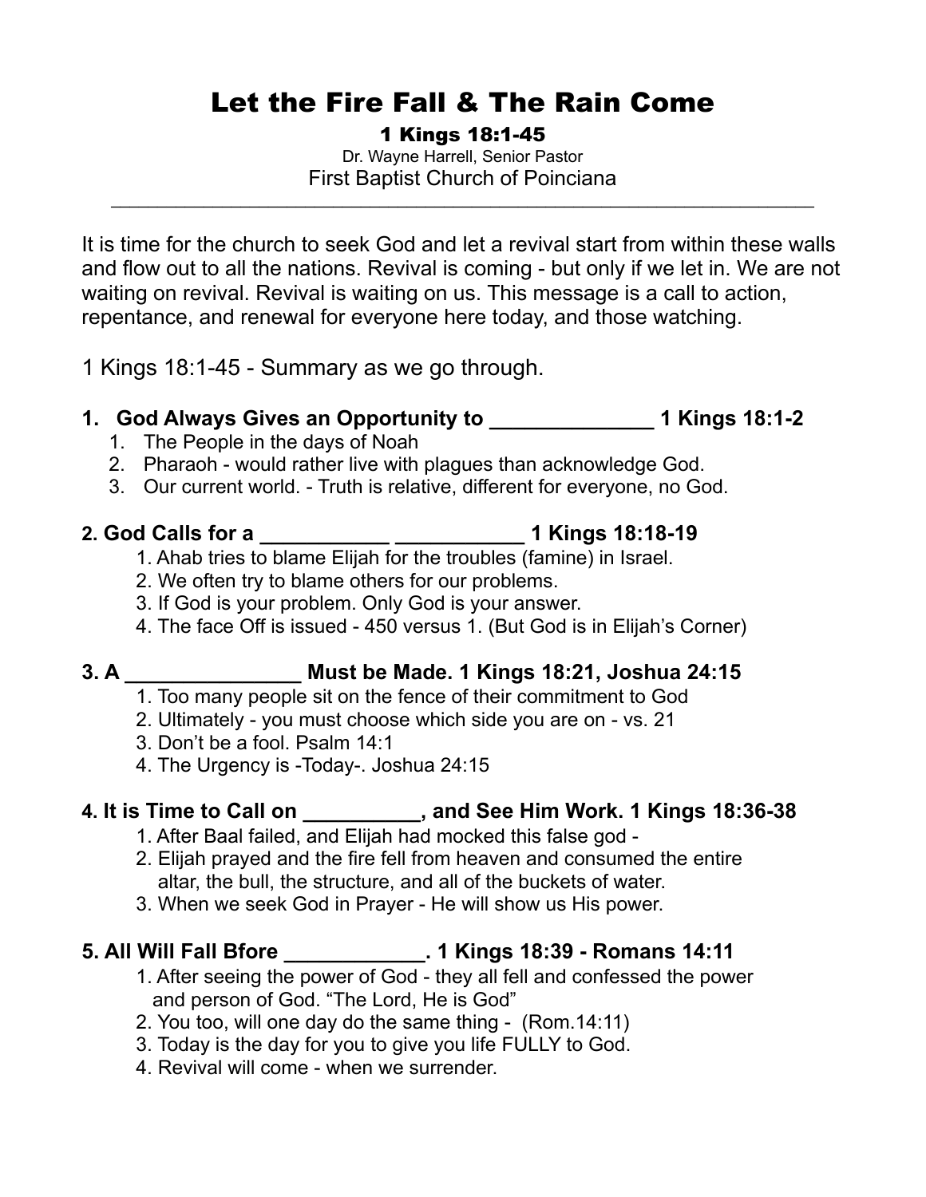# Let the Fire Fall & The Rain Come

**1 Kings 18:1-45**

Dr. Wayne Harrell, Senior Pastor

First Baptist Church of Poinciana

---

It is time for the church to seek God and let a revival start from within these walls and flow out to all the nations. Revival is coming - but only if we let in. We are not waiting on revival. Revival is waiting on us. This message is a call to action, repentance, and renewal for everyone here today, and those watching.

1 Kings 18:1-45 - Summary as we go through.

### 1. God Always Gives an Opportunity to ______________ 1 Kings 18:1-2

1. The People in the days of Noah
2. Pharaoh - would rather live with plagues than acknowledge God.
3. Our current world. - Truth is relative, different for everyone, no God.

### 2. God Calls for a ___________ ___________ 1 Kings 18:18-19

1. Ahab tries to blame Elijah for the troubles (famine) in Israel.
2. We often try to blame others for our problems.
3. If God is your problem. Only God is your answer.
4. The face Off is issued - 450 versus 1. (But God is in Elijah's Corner)

### 3. A _______________ Must be Made. 1 Kings 18:21, Joshua 24:15

1. Too many people sit on the fence of their commitment to God
2. Ultimately - you must choose which side you are on - vs. 21
3. Don't be a fool. Psalm 14:1
4. The Urgency is -Today-. Joshua 24:15

### 4. It is Time to Call on __________, and See Him Work. 1 Kings 18:36-38

1. After Baal failed, and Elijah had mocked this false god -
2. Elijah prayed and the fire fell from heaven and consumed the entire altar, the bull, the structure, and all of the buckets of water.
3. When we seek God in Prayer - He will show us His power.

### 5. All Will Fall Bfore ____________. 1 Kings 18:39 - Romans 14:11

1. After seeing the power of God - they all fell and confessed the power and person of God. "The Lord, He is God"
2. You too, will one day do the same thing - (Rom.14:11)
3. Today is the day for you to give you life FULLY to God.
4. Revival will come - when we surrender.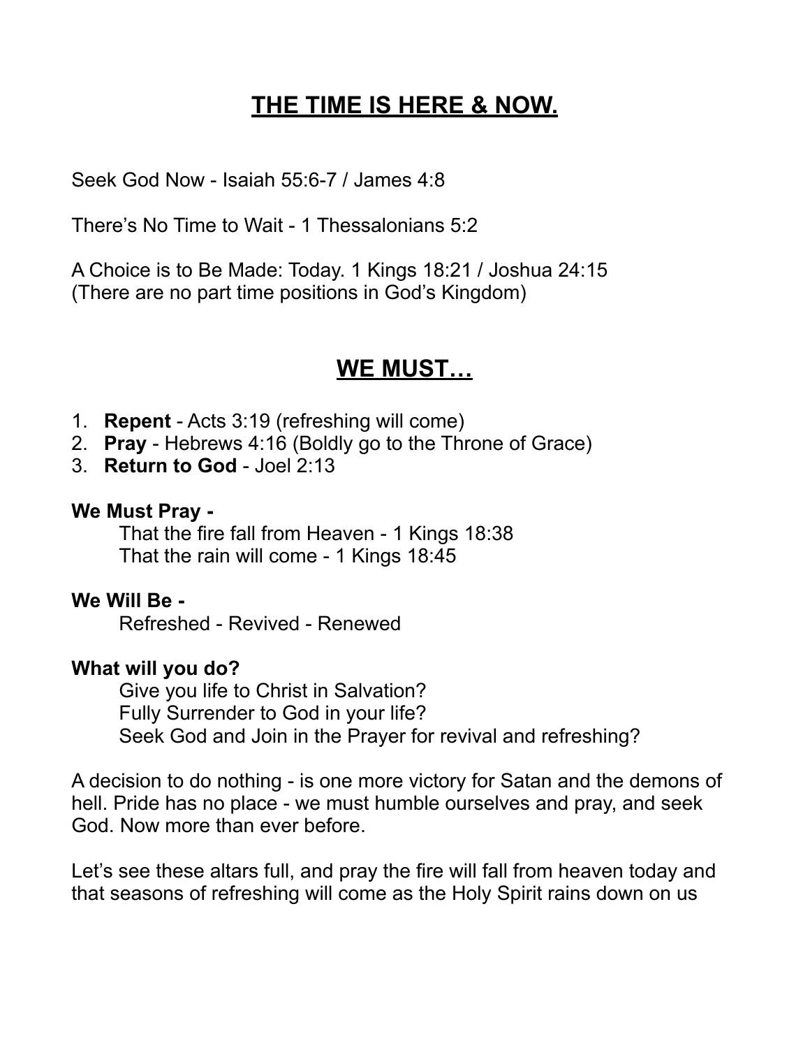## THE TIME IS HERE & NOW.

Seek God Now - Isaiah 55:6-7 / James 4:8

There's No Time to Wait - 1 Thessalonians 5:2

A Choice is to Be Made: Today. 1 Kings 18:21 / Joshua 24:15
(There are no part time positions in God's Kingdom)

## WE MUST…

1. **Repent** - Acts 3:19 (refreshing will come)
2. **Pray** - Hebrews 4:16 (Boldly go to the Throne of Grace)
3. **Return to God** - Joel 2:13

**We Must Pray -**

That the fire fall from Heaven - 1 Kings 18:38
That the rain will come - 1 Kings 18:45

**We Will Be -**

Refreshed - Revived - Renewed

**What will you do?**

Give you life to Christ in Salvation?
Fully Surrender to God in your life?
Seek God and Join in the Prayer for revival and refreshing?

A decision to do nothing - is one more victory for Satan and the demons of hell. Pride has no place - we must humble ourselves and pray, and seek God. Now more than ever before.

Let's see these altars full, and pray the fire will fall from heaven today and that seasons of refreshing will come as the Holy Spirit rains down on us